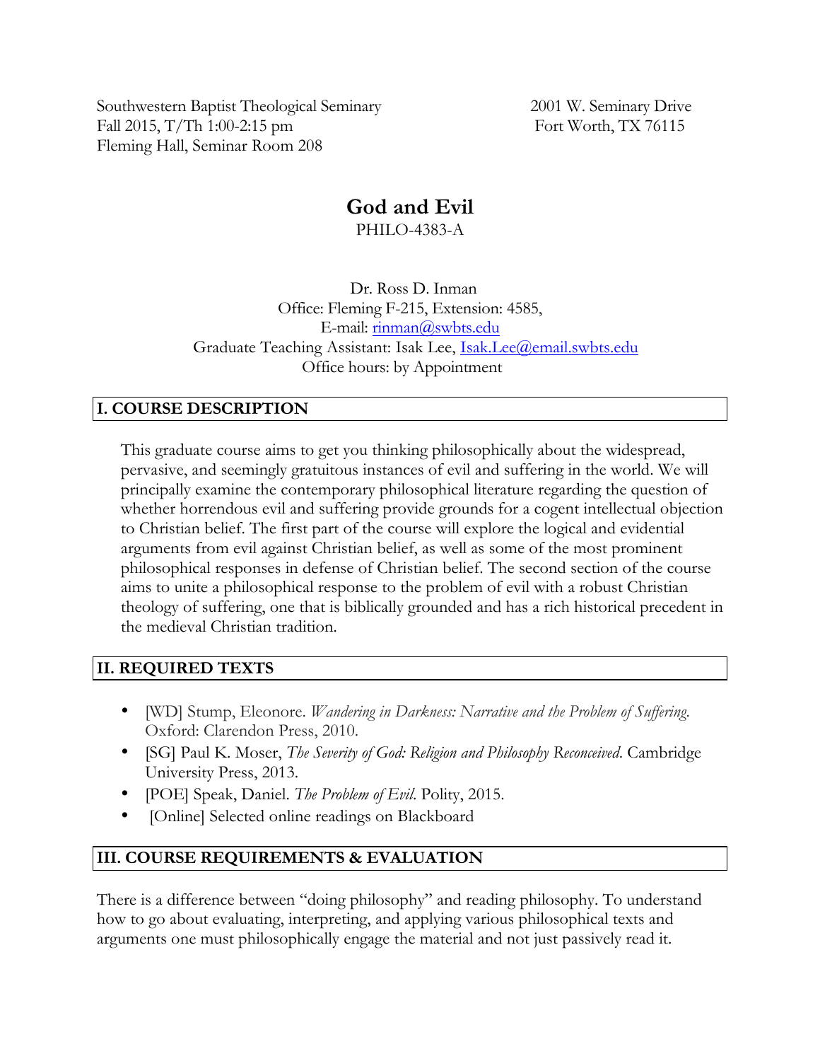Southwestern Baptist Theological Seminary
Fall 2015, T/Th 1:00-2:15 pm
Fleming Hall, Seminar Room 208

2001 W. Seminary Drive
Fort Worth, TX 76115

# God and Evil

PHILO-4383-A

Dr. Ross D. Inman
Office: Fleming F-215, Extension: 4585,
E-mail: rinman@swbts.edu
Graduate Teaching Assistant: Isak Lee, Isak.Lee@email.swbts.edu
Office hours: by Appointment

## I. COURSE DESCRIPTION

This graduate course aims to get you thinking philosophically about the widespread, pervasive, and seemingly gratuitous instances of evil and suffering in the world. We will principally examine the contemporary philosophical literature regarding the question of whether horrendous evil and suffering provide grounds for a cogent intellectual objection to Christian belief. The first part of the course will explore the logical and evidential arguments from evil against Christian belief, as well as some of the most prominent philosophical responses in defense of Christian belief. The second section of the course aims to unite a philosophical response to the problem of evil with a robust Christian theology of suffering, one that is biblically grounded and has a rich historical precedent in the medieval Christian tradition.

## II. REQUIRED TEXTS

- [WD] Stump, Eleonore. *Wandering in Darkness: Narrative and the Problem of Suffering*. Oxford: Clarendon Press, 2010.
- [SG] Paul K. Moser, *The Severity of God: Religion and Philosophy Reconceived*. Cambridge University Press, 2013.
- [POE] Speak, Daniel. *The Problem of Evil*. Polity, 2015.
- [Online] Selected online readings on Blackboard

## III. COURSE REQUIREMENTS & EVALUATION

There is a difference between "doing philosophy" and reading philosophy. To understand how to go about evaluating, interpreting, and applying various philosophical texts and arguments one must philosophically engage the material and not just passively read it.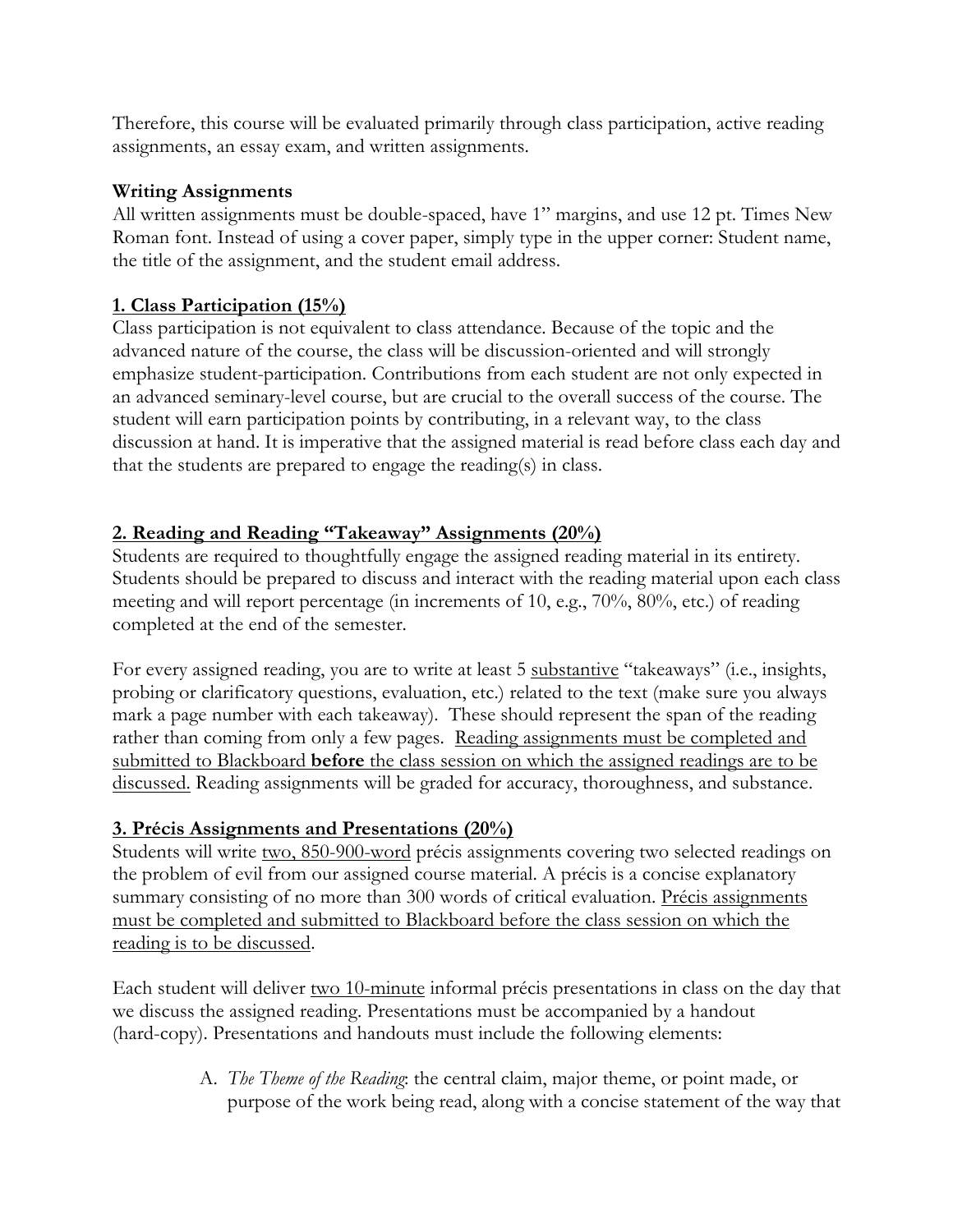Therefore, this course will be evaluated primarily through class participation, active reading assignments, an essay exam, and written assignments.

**Writing Assignments**
All written assignments must be double-spaced, have 1" margins, and use 12 pt. Times New Roman font. Instead of using a cover paper, simply type in the upper corner: Student name, the title of the assignment, and the student email address.

**1. Class Participation (15%)**
Class participation is not equivalent to class attendance. Because of the topic and the advanced nature of the course, the class will be discussion-oriented and will strongly emphasize student-participation. Contributions from each student are not only expected in an advanced seminary-level course, but are crucial to the overall success of the course. The student will earn participation points by contributing, in a relevant way, to the class discussion at hand. It is imperative that the assigned material is read before class each day and that the students are prepared to engage the reading(s) in class.

**2. Reading and Reading "Takeaway" Assignments (20%)**
Students are required to thoughtfully engage the assigned reading material in its entirety. Students should be prepared to discuss and interact with the reading material upon each class meeting and will report percentage (in increments of 10, e.g., 70%, 80%, etc.) of reading completed at the end of the semester.

For every assigned reading, you are to write at least 5 substantive "takeaways" (i.e., insights, probing or clarificatory questions, evaluation, etc.) related to the text (make sure you always mark a page number with each takeaway). These should represent the span of the reading rather than coming from only a few pages. Reading assignments must be completed and submitted to Blackboard **before** the class session on which the assigned readings are to be discussed. Reading assignments will be graded for accuracy, thoroughness, and substance.

**3. Précis Assignments and Presentations (20%)**
Students will write two, 850-900-word précis assignments covering two selected readings on the problem of evil from our assigned course material. A précis is a concise explanatory summary consisting of no more than 300 words of critical evaluation. Précis assignments must be completed and submitted to Blackboard before the class session on which the reading is to be discussed.

Each student will deliver two 10-minute informal précis presentations in class on the day that we discuss the assigned reading. Presentations must be accompanied by a handout (hard-copy). Presentations and handouts must include the following elements:

A. *The Theme of the Reading*: the central claim, major theme, or point made, or purpose of the work being read, along with a concise statement of the way that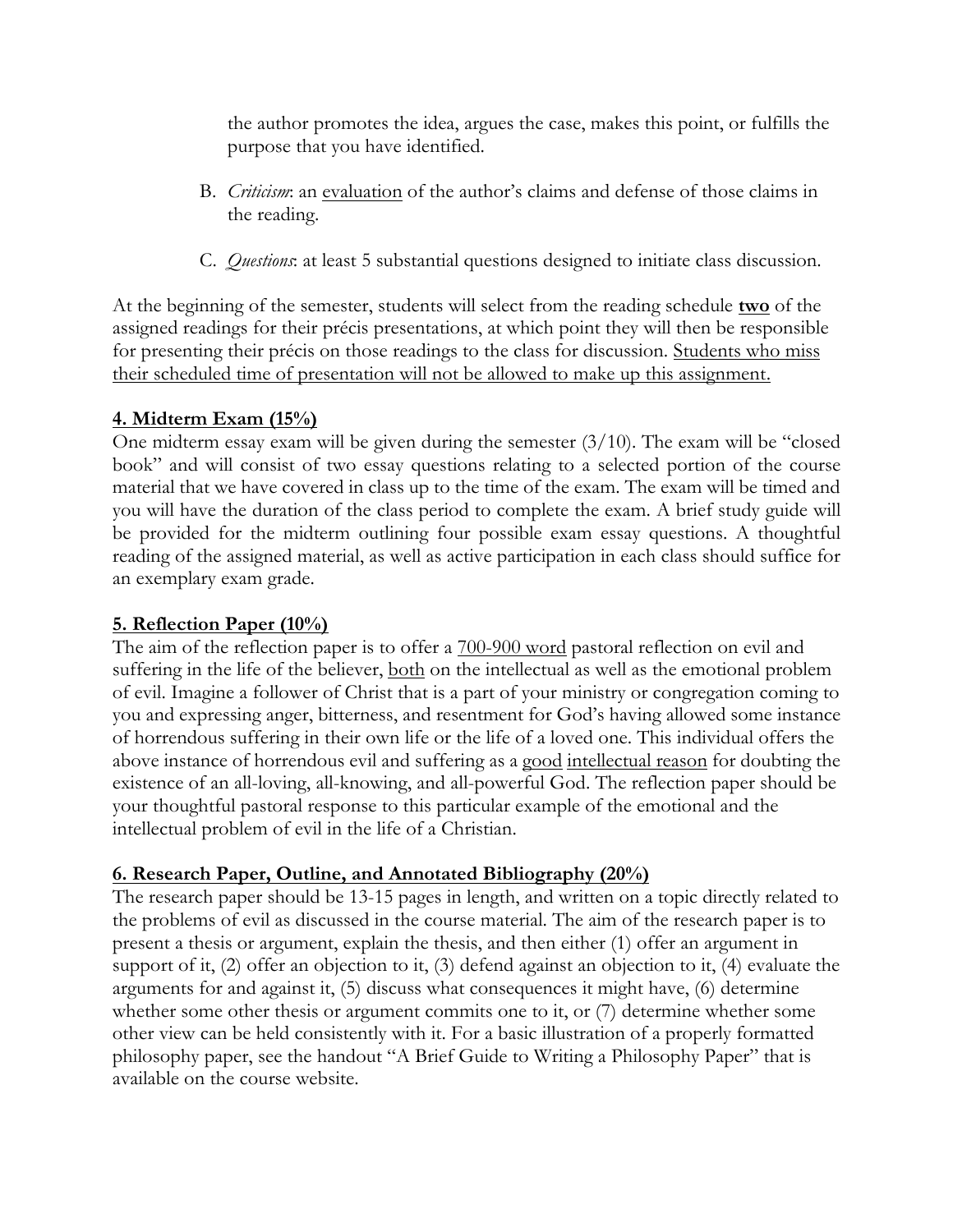the author promotes the idea, argues the case, makes this point, or fulfills the purpose that you have identified.

B. *Criticism*: an evaluation of the author's claims and defense of those claims in the reading.

C. *Questions*: at least 5 substantial questions designed to initiate class discussion.

At the beginning of the semester, students will select from the reading schedule **two** of the assigned readings for their précis presentations, at which point they will then be responsible for presenting their précis on those readings to the class for discussion. Students who miss their scheduled time of presentation will not be allowed to make up this assignment.

**4. Midterm Exam (15%)**

One midterm essay exam will be given during the semester (3/10). The exam will be "closed book" and will consist of two essay questions relating to a selected portion of the course material that we have covered in class up to the time of the exam. The exam will be timed and you will have the duration of the class period to complete the exam. A brief study guide will be provided for the midterm outlining four possible exam essay questions. A thoughtful reading of the assigned material, as well as active participation in each class should suffice for an exemplary exam grade.

**5. Reflection Paper (10%)**

The aim of the reflection paper is to offer a 700-900 word pastoral reflection on evil and suffering in the life of the believer, both on the intellectual as well as the emotional problem of evil. Imagine a follower of Christ that is a part of your ministry or congregation coming to you and expressing anger, bitterness, and resentment for God's having allowed some instance of horrendous suffering in their own life or the life of a loved one. This individual offers the above instance of horrendous evil and suffering as a good intellectual reason for doubting the existence of an all-loving, all-knowing, and all-powerful God. The reflection paper should be your thoughtful pastoral response to this particular example of the emotional and the intellectual problem of evil in the life of a Christian.

**6. Research Paper, Outline, and Annotated Bibliography (20%)**

The research paper should be 13-15 pages in length, and written on a topic directly related to the problems of evil as discussed in the course material. The aim of the research paper is to present a thesis or argument, explain the thesis, and then either (1) offer an argument in support of it, (2) offer an objection to it, (3) defend against an objection to it, (4) evaluate the arguments for and against it, (5) discuss what consequences it might have, (6) determine whether some other thesis or argument commits one to it, or (7) determine whether some other view can be held consistently with it. For a basic illustration of a properly formatted philosophy paper, see the handout "A Brief Guide to Writing a Philosophy Paper" that is available on the course website.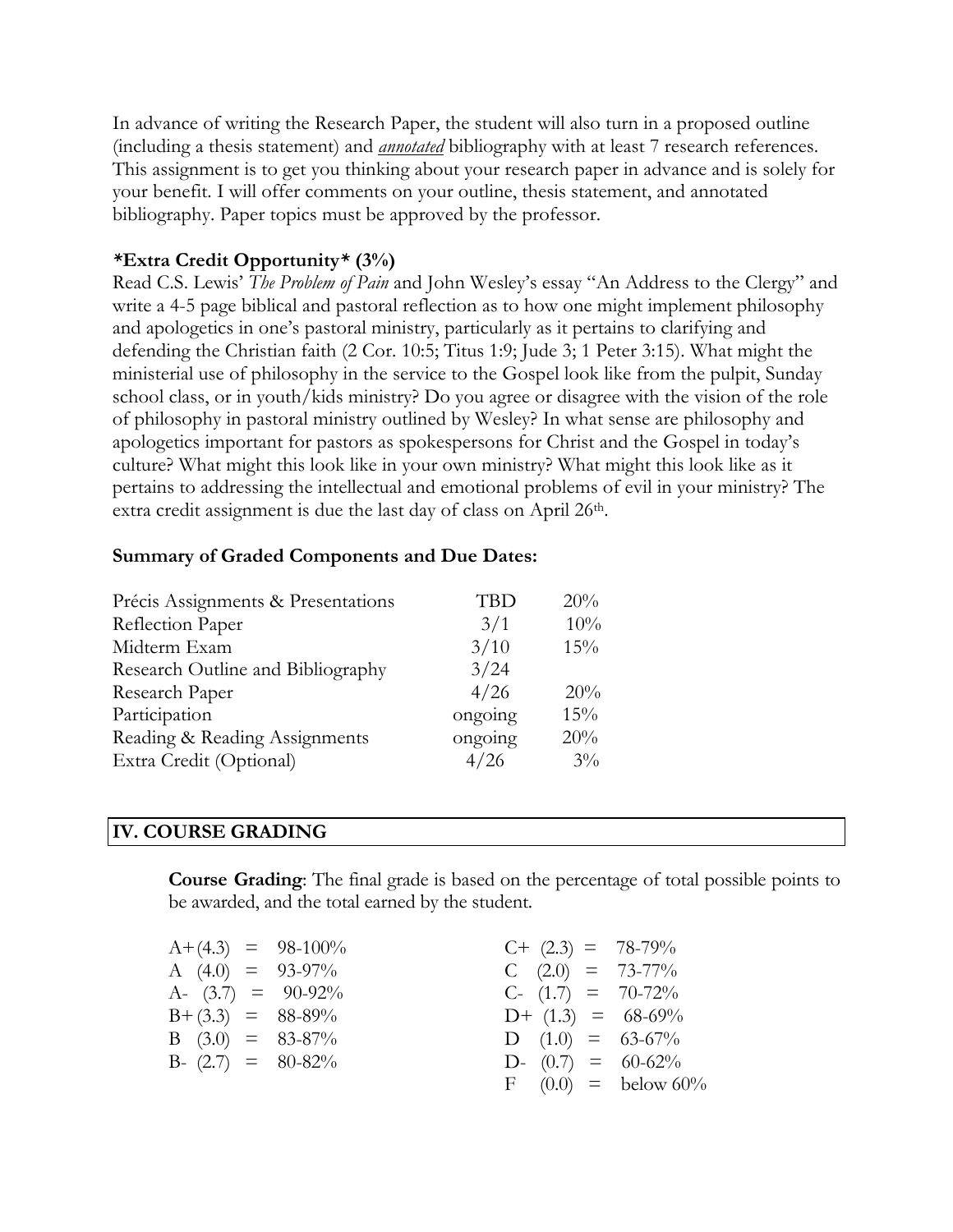In advance of writing the Research Paper, the student will also turn in a proposed outline (including a thesis statement) and ***annotated*** bibliography with at least 7 research references. This assignment is to get you thinking about your research paper in advance and is solely for your benefit. I will offer comments on your outline, thesis statement, and annotated bibliography. Paper topics must be approved by the professor.

***Extra Credit Opportunity* (3%)**

Read C.S. Lewis' *The Problem of Pain* and John Wesley's essay "An Address to the Clergy" and write a 4-5 page biblical and pastoral reflection as to how one might implement philosophy and apologetics in one's pastoral ministry, particularly as it pertains to clarifying and defending the Christian faith (2 Cor. 10:5; Titus 1:9; Jude 3; 1 Peter 3:15). What might the ministerial use of philosophy in the service to the Gospel look like from the pulpit, Sunday school class, or in youth/kids ministry? Do you agree or disagree with the vision of the role of philosophy in pastoral ministry outlined by Wesley? In what sense are philosophy and apologetics important for pastors as spokespersons for Christ and the Gospel in today's culture? What might this look like in your own ministry? What might this look like as it pertains to addressing the intellectual and emotional problems of evil in your ministry? The extra credit assignment is due the last day of class on April 26th.

**Summary of Graded Components and Due Dates:**

| Component | Due | Weight |
|---|---|---|
| Précis Assignments & Presentations | TBD | 20% |
| Reflection Paper | 3/1 | 10% |
| Midterm Exam | 3/10 | 15% |
| Research Outline and Bibliography | 3/24 | |
| Research Paper | 4/26 | 20% |
| Participation | ongoing | 15% |
| Reading & Reading Assignments | ongoing | 20% |
| Extra Credit (Optional) | 4/26 | 3% |

## IV. COURSE GRADING

**Course Grading**: The final grade is based on the percentage of total possible points to be awarded, and the total earned by the student.

| Grade | Range | Grade | Range |
|---|---|---|---|
| A+ (4.3) | 98-100% | C+ (2.3) | 78-79% |
| A (4.0) | 93-97% | C (2.0) | 73-77% |
| A- (3.7) | 90-92% | C- (1.7) | 70-72% |
| B+ (3.3) | 88-89% | D+ (1.3) | 68-69% |
| B (3.0) | 83-87% | D (1.0) | 63-67% |
| B- (2.7) | 80-82% | D- (0.7) | 60-62% |
| | | F (0.0) | below 60% |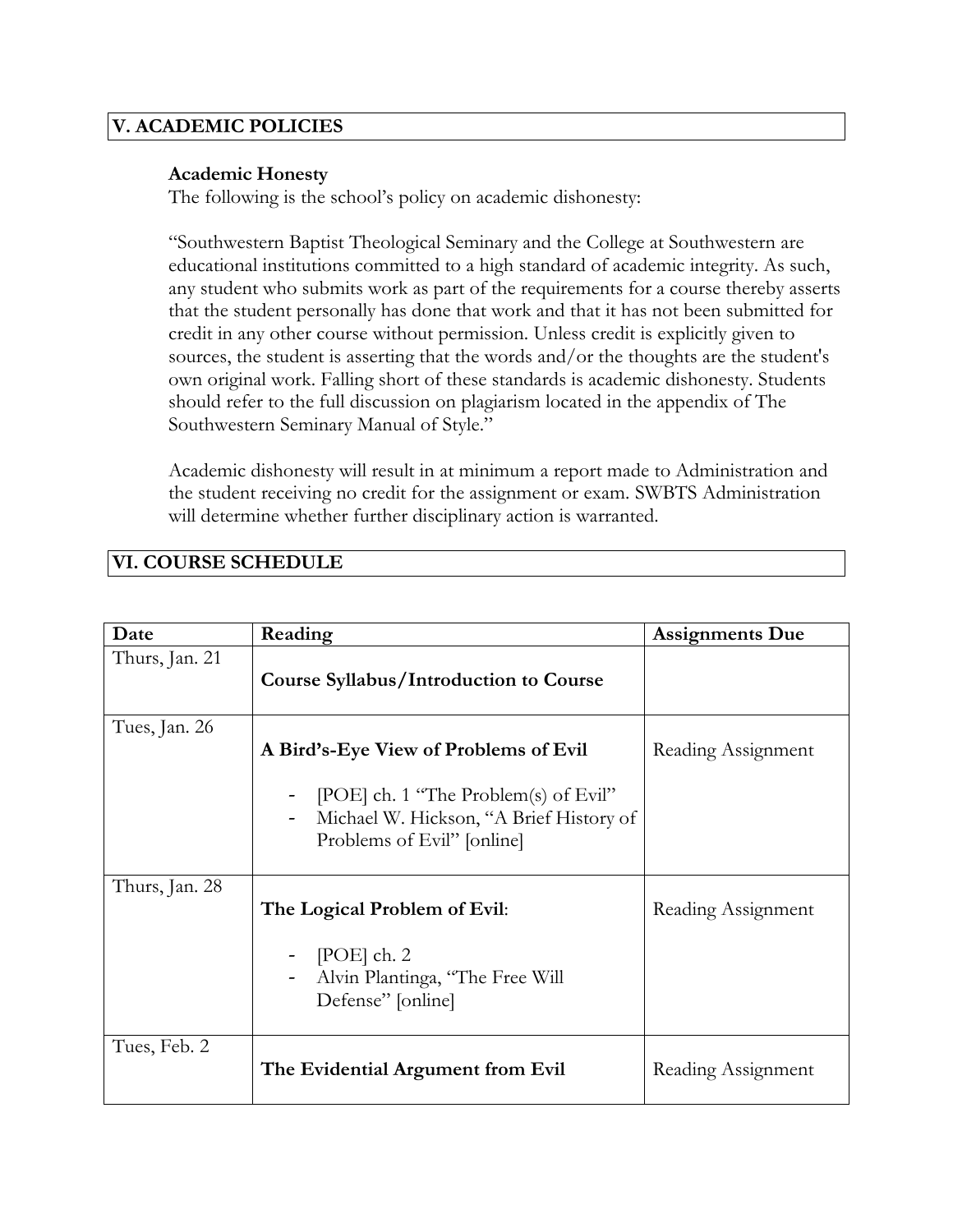## V. ACADEMIC POLICIES

**Academic Honesty**

The following is the school's policy on academic dishonesty:

"Southwestern Baptist Theological Seminary and the College at Southwestern are educational institutions committed to a high standard of academic integrity. As such, any student who submits work as part of the requirements for a course thereby asserts that the student personally has done that work and that it has not been submitted for credit in any other course without permission. Unless credit is explicitly given to sources, the student is asserting that the words and/or the thoughts are the student's own original work. Falling short of these standards is academic dishonesty. Students should refer to the full discussion on plagiarism located in the appendix of The Southwestern Seminary Manual of Style."

Academic dishonesty will result in at minimum a report made to Administration and the student receiving no credit for the assignment or exam. SWBTS Administration will determine whether further disciplinary action is warranted.

## VI. COURSE SCHEDULE

| Date | Reading | Assignments Due |
|---|---|---|
| Thurs, Jan. 21 | **Course Syllabus/Introduction to Course** | |
| Tues, Jan. 26 | **A Bird's-Eye View of Problems of Evil**<br>- [POE] ch. 1 "The Problem(s) of Evil"<br>- Michael W. Hickson, "A Brief History of Problems of Evil" [online] | Reading Assignment |
| Thurs, Jan. 28 | **The Logical Problem of Evil**:<br>- [POE] ch. 2<br>- Alvin Plantinga, "The Free Will Defense" [online] | Reading Assignment |
| Tues, Feb. 2 | **The Evidential Argument from Evil** | Reading Assignment |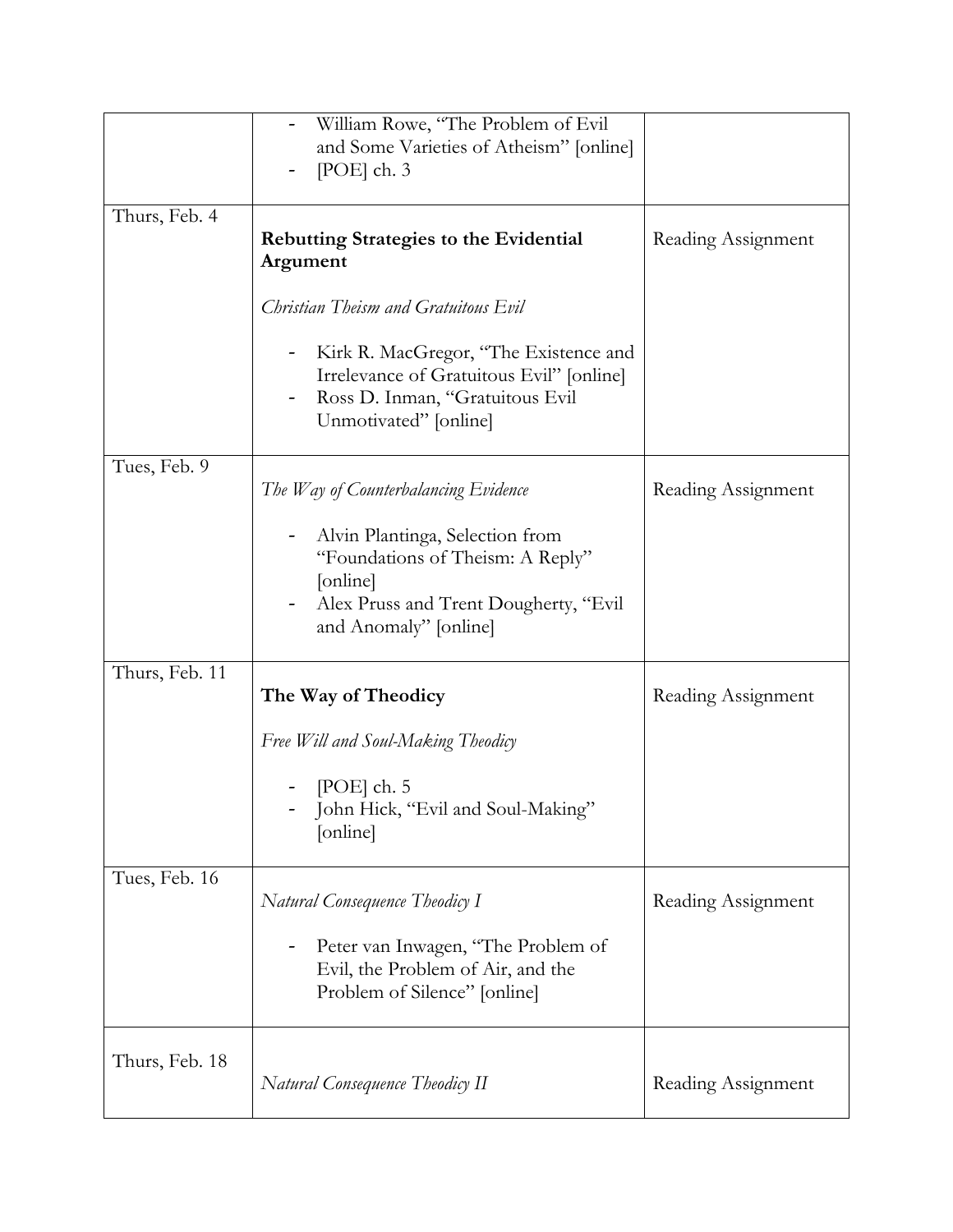|  |  |  |
| --- | --- | --- |
|  | - William Rowe, "The Problem of Evil and Some Varieties of Atheism" [online]<br>- [POE] ch. 3 |  |
| Thurs, Feb. 4 | **Rebutting Strategies to the Evidential Argument**<br><br>*Christian Theism and Gratuitous Evil*<br><br>- Kirk R. MacGregor, "The Existence and Irrelevance of Gratuitous Evil" [online]<br>- Ross D. Inman, "Gratuitous Evil Unmotivated" [online] | Reading Assignment |
| Tues, Feb. 9 | *The Way of Counterbalancing Evidence*<br><br>- Alvin Plantinga, Selection from "Foundations of Theism: A Reply" [online]<br>- Alex Pruss and Trent Dougherty, "Evil and Anomaly" [online] | Reading Assignment |
| Thurs, Feb. 11 | **The Way of Theodicy**<br><br>*Free Will and Soul-Making Theodicy*<br><br>- [POE] ch. 5<br>- John Hick, "Evil and Soul-Making" [online] | Reading Assignment |
| Tues, Feb. 16 | *Natural Consequence Theodicy I*<br><br>- Peter van Inwagen, "The Problem of Evil, the Problem of Air, and the Problem of Silence" [online] | Reading Assignment |
| Thurs, Feb. 18 | *Natural Consequence Theodicy II* | Reading Assignment |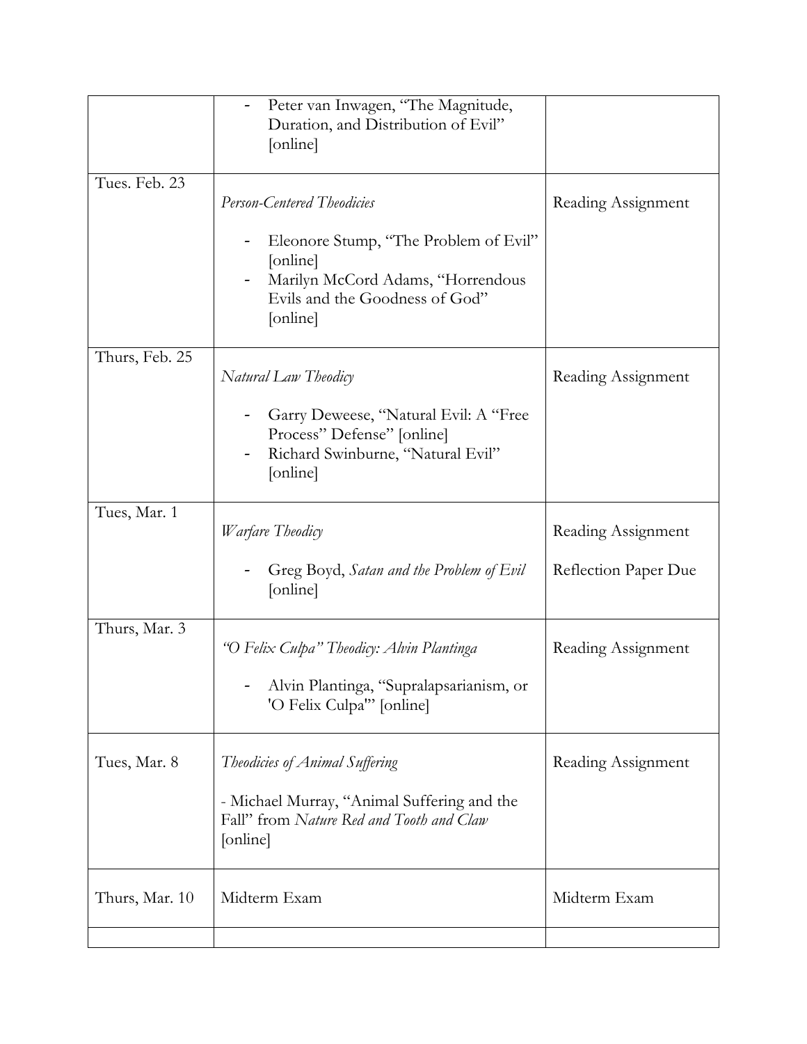| | | |
|---|---|---|
| | - Peter van Inwagen, "The Magnitude, Duration, and Distribution of Evil" [online] | |
| Tues. Feb. 23 | *Person-Centered Theodicies*<br><br>- Eleonore Stump, "The Problem of Evil" [online]<br>- Marilyn McCord Adams, "Horrendous Evils and the Goodness of God" [online] | Reading Assignment |
| Thurs, Feb. 25 | *Natural Law Theodicy*<br><br>- Garry Deweese, "Natural Evil: A "Free Process" Defense" [online]<br>- Richard Swinburne, "Natural Evil" [online] | Reading Assignment |
| Tues, Mar. 1 | *Warfare Theodicy*<br><br>- Greg Boyd, *Satan and the Problem of Evil* [online] | Reading Assignment<br><br>Reflection Paper Due |
| Thurs, Mar. 3 | *"O Felix Culpa" Theodicy: Alvin Plantinga*<br><br>- Alvin Plantinga, "Supralapsarianism, or 'O Felix Culpa'" [online] | Reading Assignment |
| Tues, Mar. 8 | *Theodicies of Animal Suffering*<br><br>- Michael Murray, "Animal Suffering and the Fall" from *Nature Red and Tooth and Claw* [online] | Reading Assignment |
| Thurs, Mar. 10 | Midterm Exam | Midterm Exam |
| | | |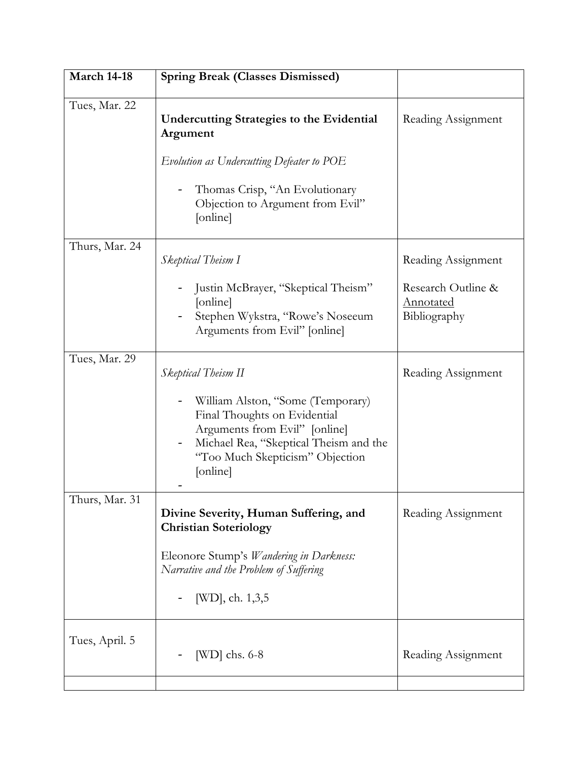| **March 14-18** | **Spring Break (Classes Dismissed)** | |
|---|---|---|
| Tues, Mar. 22 | **Undercutting Strategies to the Evidential Argument**<br><br>*Evolution as Undercutting Defeater to POE*<br><br>- Thomas Crisp, "An Evolutionary Objection to Argument from Evil" [online] | Reading Assignment |
| Thurs, Mar. 24 | *Skeptical Theism I*<br><br>- Justin McBrayer, "Skeptical Theism" [online]<br>- Stephen Wykstra, "Rowe's Noseeum Arguments from Evil" [online] | Reading Assignment<br><br>Research Outline & <u>Annotated</u> Bibliography |
| Tues, Mar. 29 | *Skeptical Theism II*<br><br>- William Alston, "Some (Temporary) Final Thoughts on Evidential Arguments from Evil" [online]<br>- Michael Rea, "Skeptical Theism and the "Too Much Skepticism" Objection [online]<br>- | Reading Assignment |
| Thurs, Mar. 31 | **Divine Severity, Human Suffering, and Christian Soteriology**<br><br>Eleonore Stump's *Wandering in Darkness: Narrative and the Problem of Suffering*<br><br>- [WD], ch. 1,3,5 | Reading Assignment |
| Tues, April. 5 | - [WD] chs. 6-8 | Reading Assignment |
| | | |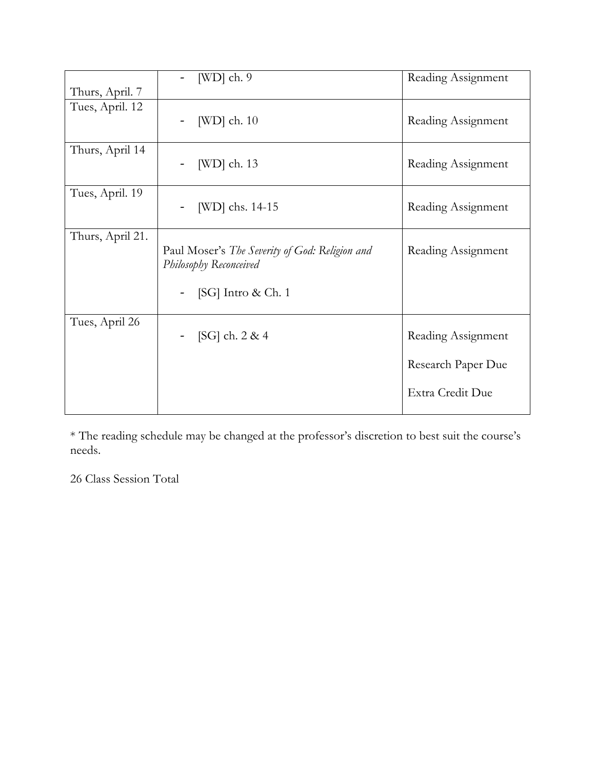| | | |
|---|---|---|
| Thurs, April. 7 | - [WD] ch. 9 | Reading Assignment |
| Tues, April. 12 | - [WD] ch. 10 | Reading Assignment |
| Thurs, April 14 | - [WD] ch. 13 | Reading Assignment |
| Tues, April. 19 | - [WD] chs. 14-15 | Reading Assignment |
| Thurs, April 21. | Paul Moser's *The Severity of God: Religion and Philosophy Reconceived*<br><br>- [SG] Intro & Ch. 1 | Reading Assignment |
| Tues, April 26 | - [SG] ch. 2 & 4 | Reading Assignment<br><br>Research Paper Due<br><br>Extra Credit Due |

* The reading schedule may be changed at the professor's discretion to best suit the course's needs.

26 Class Session Total